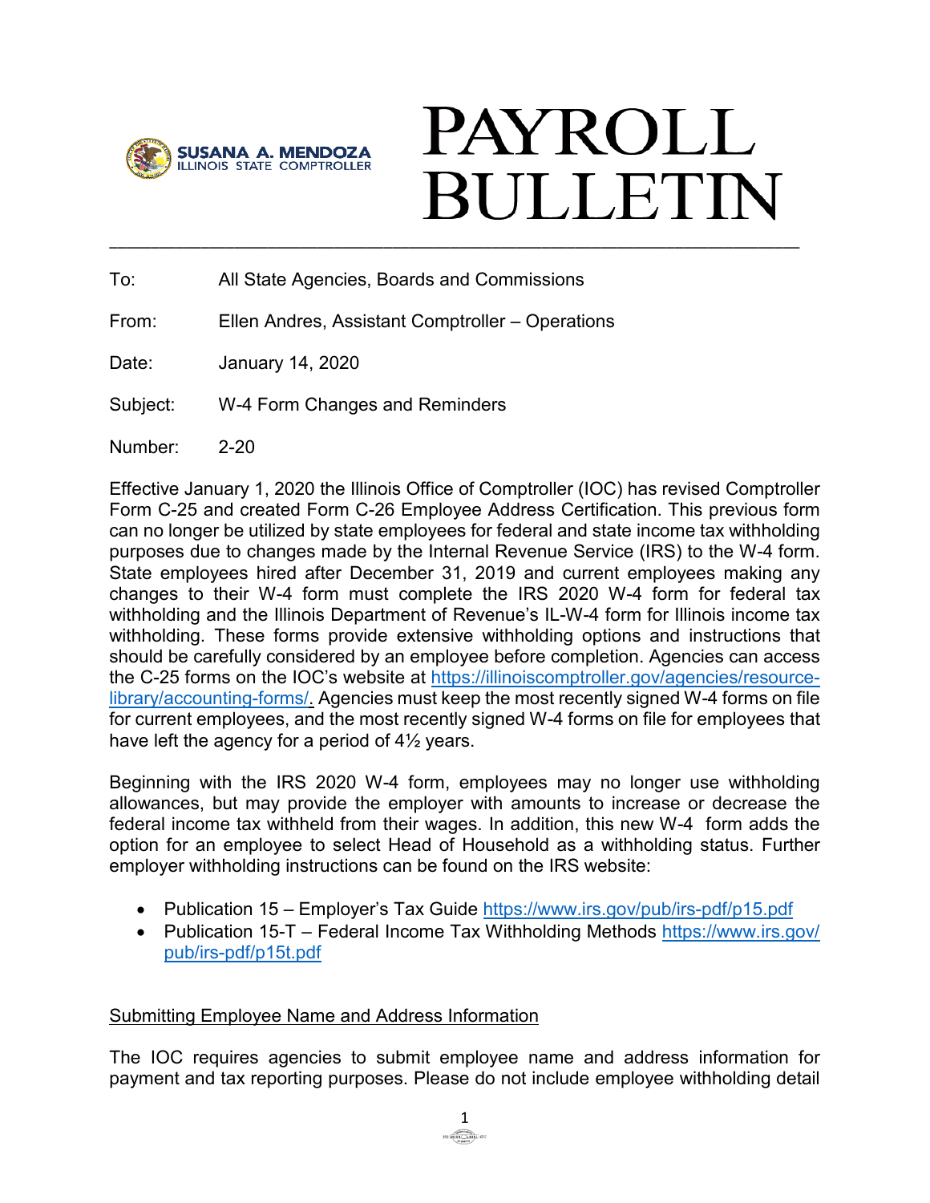SUSANA A. MENDOZA
ILLINOIS STATE COMPTROLLER

# PAYROLL BULLETIN

To: All State Agencies, Boards and Commissions

From: Ellen Andres, Assistant Comptroller – Operations

Date: January 14, 2020

Subject: W-4 Form Changes and Reminders

Number: 2-20

Effective January 1, 2020 the Illinois Office of Comptroller (IOC) has revised Comptroller Form C-25 and created Form C-26 Employee Address Certification. This previous form can no longer be utilized by state employees for federal and state income tax withholding purposes due to changes made by the Internal Revenue Service (IRS) to the W-4 form. State employees hired after December 31, 2019 and current employees making any changes to their W-4 form must complete the IRS 2020 W-4 form for federal tax withholding and the Illinois Department of Revenue's IL-W-4 form for Illinois income tax withholding. These forms provide extensive withholding options and instructions that should be carefully considered by an employee before completion. Agencies can access the C-25 forms on the IOC's website at https://illinoiscomptroller.gov/agencies/resource-library/accounting-forms/. Agencies must keep the most recently signed W-4 forms on file for current employees, and the most recently signed W-4 forms on file for employees that have left the agency for a period of 4½ years.

Beginning with the IRS 2020 W-4 form, employees may no longer use withholding allowances, but may provide the employer with amounts to increase or decrease the federal income tax withheld from their wages. In addition, this new W-4 form adds the option for an employee to select Head of Household as a withholding status. Further employer withholding instructions can be found on the IRS website:

- Publication 15 – Employer's Tax Guide https://www.irs.gov/pub/irs-pdf/p15.pdf
- Publication 15-T – Federal Income Tax Withholding Methods https://www.irs.gov/pub/irs-pdf/p15t.pdf

## Submitting Employee Name and Address Information

The IOC requires agencies to submit employee name and address information for payment and tax reporting purposes. Please do not include employee withholding detail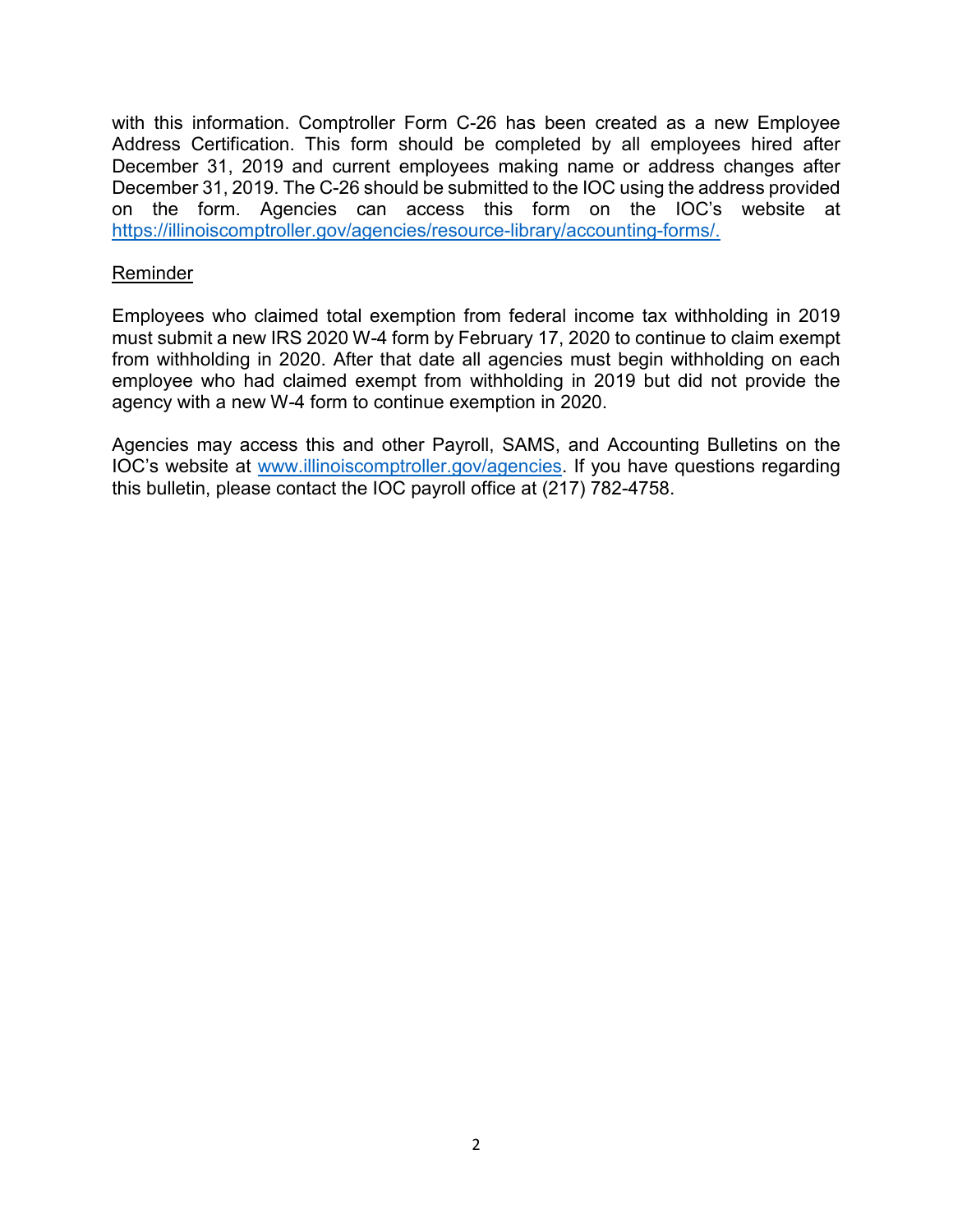with this information. Comptroller Form C-26 has been created as a new Employee Address Certification. This form should be completed by all employees hired after December 31, 2019 and current employees making name or address changes after December 31, 2019. The C-26 should be submitted to the IOC using the address provided on the form. Agencies can access this form on the IOC's website at https://illinoiscomptroller.gov/agencies/resource-library/accounting-forms/.

Reminder

Employees who claimed total exemption from federal income tax withholding in 2019 must submit a new IRS 2020 W-4 form by February 17, 2020 to continue to claim exempt from withholding in 2020. After that date all agencies must begin withholding on each employee who had claimed exempt from withholding in 2019 but did not provide the agency with a new W-4 form to continue exemption in 2020.

Agencies may access this and other Payroll, SAMS, and Accounting Bulletins on the IOC's website at www.illinoiscomptroller.gov/agencies. If you have questions regarding this bulletin, please contact the IOC payroll office at (217) 782-4758.